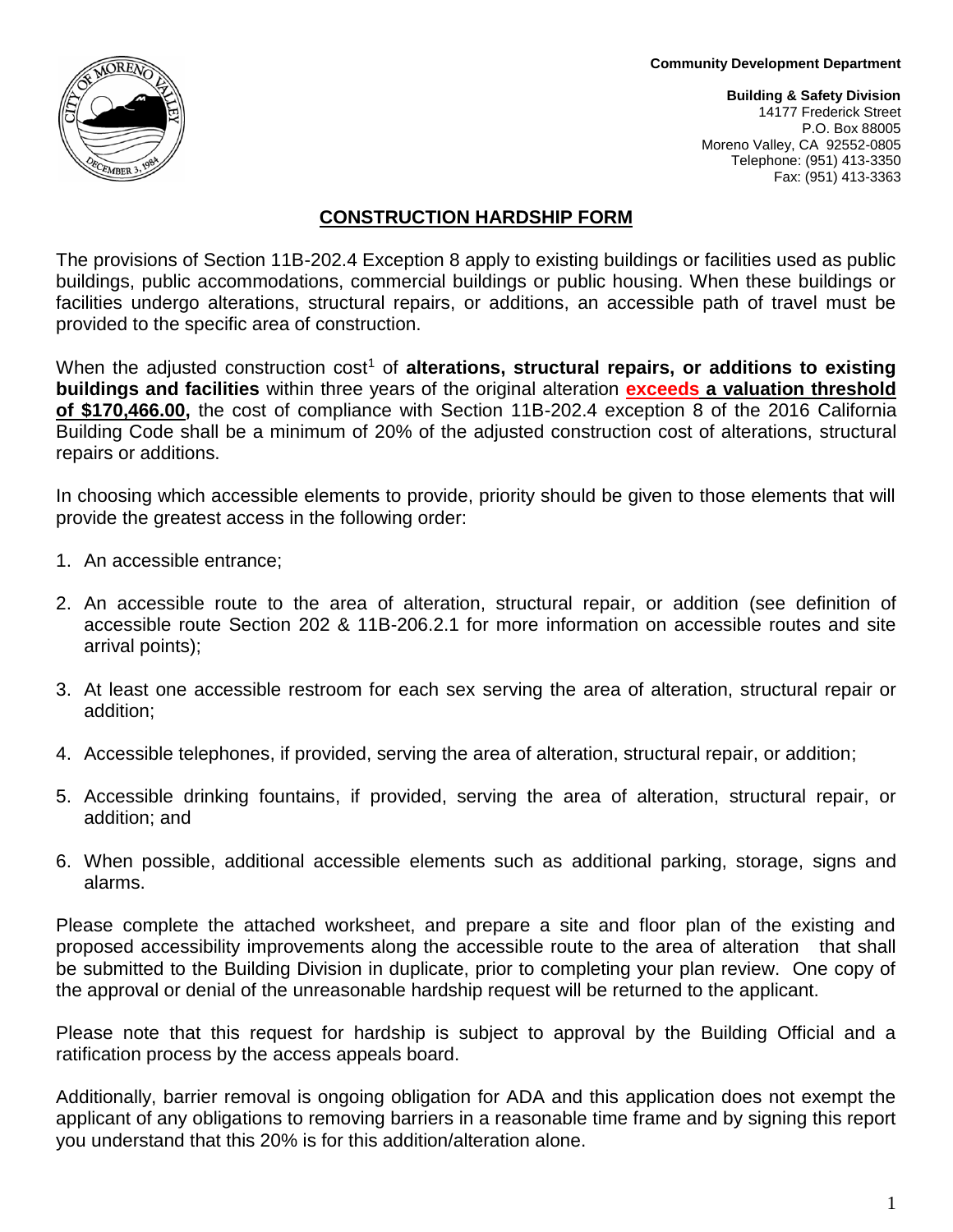Community Development Department

**Building & Safety Division**
14177 Frederick Street
P.O. Box 88005
Moreno Valley, CA 92552-0805
Telephone: (951) 413-3350
Fax: (951) 413-3363

## CONSTRUCTION HARDSHIP FORM

The provisions of Section 11B-202.4 Exception 8 apply to existing buildings or facilities used as public buildings, public accommodations, commercial buildings or public housing. When these buildings or facilities undergo alterations, structural repairs, or additions, an accessible path of travel must be provided to the specific area of construction.

When the adjusted construction cost[1] of **alterations, structural repairs, or additions to existing buildings and facilities** within three years of the original alteration **exceeds a valuation threshold of $170,466.00,** the cost of compliance with Section 11B-202.4 exception 8 of the 2016 California Building Code shall be a minimum of 20% of the adjusted construction cost of alterations, structural repairs or additions.

In choosing which accessible elements to provide, priority should be given to those elements that will provide the greatest access in the following order:

1. An accessible entrance;
2. An accessible route to the area of alteration, structural repair, or addition (see definition of accessible route Section 202 & 11B-206.2.1 for more information on accessible routes and site arrival points);
3. At least one accessible restroom for each sex serving the area of alteration, structural repair or addition;
4. Accessible telephones, if provided, serving the area of alteration, structural repair, or addition;
5. Accessible drinking fountains, if provided, serving the area of alteration, structural repair, or addition; and
6. When possible, additional accessible elements such as additional parking, storage, signs and alarms.

Please complete the attached worksheet, and prepare a site and floor plan of the existing and proposed accessibility improvements along the accessible route to the area of alteration that shall be submitted to the Building Division in duplicate, prior to completing your plan review. One copy of the approval or denial of the unreasonable hardship request will be returned to the applicant.

Please note that this request for hardship is subject to approval by the Building Official and a ratification process by the access appeals board.

Additionally, barrier removal is ongoing obligation for ADA and this application does not exempt the applicant of any obligations to removing barriers in a reasonable time frame and by signing this report you understand that this 20% is for this addition/alteration alone.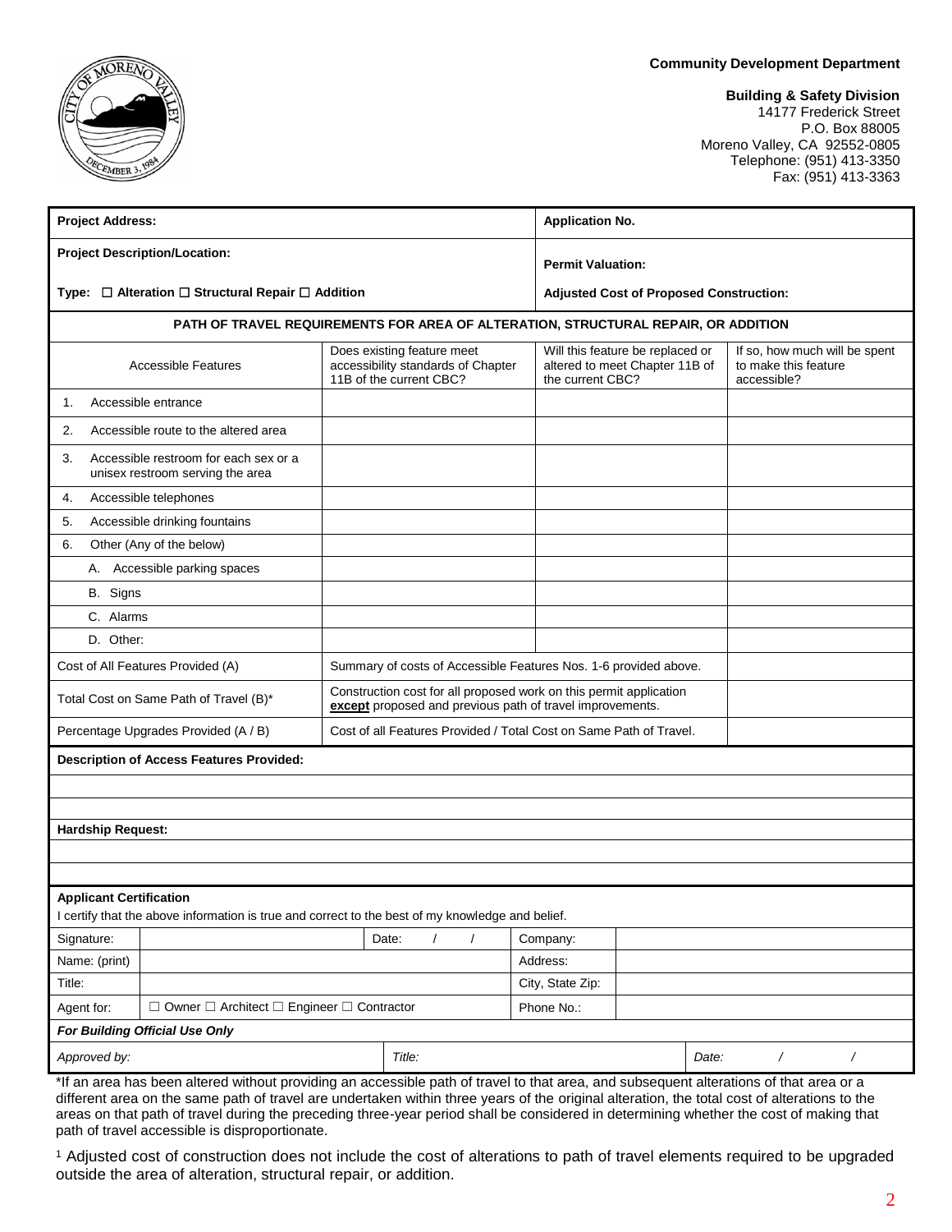**Community Development Department**

**Building & Safety Division**
14177 Frederick Street
P.O. Box 88005
Moreno Valley, CA 92552-0805
Telephone: (951) 413-3350
Fax: (951) 413-3363

| **Project Address:** | **Application No.** |
|---|---|
| **Project Description/Location:** | **Permit Valuation:** |
| **Type:** ☐ **Alteration** ☐ **Structural Repair** ☐ **Addition** | **Adjusted Cost of Proposed Construction:** |

**PATH OF TRAVEL REQUIREMENTS FOR AREA OF ALTERATION, STRUCTURAL REPAIR, OR ADDITION**

| Accessible Features | Does existing feature meet accessibility standards of Chapter 11B of the current CBC? | Will this feature be replaced or altered to meet Chapter 11B of the current CBC? | If so, how much will be spent to make this feature accessible? |
|---|---|---|---|
| 1. Accessible entrance | | | |
| 2. Accessible route to the altered area | | | |
| 3. Accessible restroom for each sex or a unisex restroom serving the area | | | |
| 4. Accessible telephones | | | |
| 5. Accessible drinking fountains | | | |
| 6. Other (Any of the below) | | | |
| A. Accessible parking spaces | | | |
| B. Signs | | | |
| C. Alarms | | | |
| D. Other: | | | |
| Cost of All Features Provided (A) | Summary of costs of Accessible Features Nos. 1-6 provided above. | | |
| Total Cost on Same Path of Travel (B)* | Construction cost for all proposed work on this permit application **except** proposed and previous path of travel improvements. | | |
| Percentage Upgrades Provided (A / B) | Cost of all Features Provided / Total Cost on Same Path of Travel. | | |

**Description of Access Features Provided:**

**Hardship Request:**

**Applicant Certification**
I certify that the above information is true and correct to the best of my knowledge and belief.

| Signature: | | Date: / / | Company: | |
|---|---|---|---|---|
| Name: (print) | | | Address: | |
| Title: | | | City, State Zip: | |
| Agent for: | ☐ Owner ☐ Architect ☐ Engineer ☐ Contractor | | Phone No.: | |

***For Building Official Use Only***

| *Approved by:* | *Title:* | *Date: / /* |
|---|---|---|

*If an area has been altered without providing an accessible path of travel to that area, and subsequent alterations of that area or a different area on the same path of travel are undertaken within three years of the original alteration, the total cost of alterations to the areas on that path of travel during the preceding three-year period shall be considered in determining whether the cost of making that path of travel accessible is disproportionate.

[1] Adjusted cost of construction does not include the cost of alterations to path of travel elements required to be upgraded outside the area of alteration, structural repair, or addition.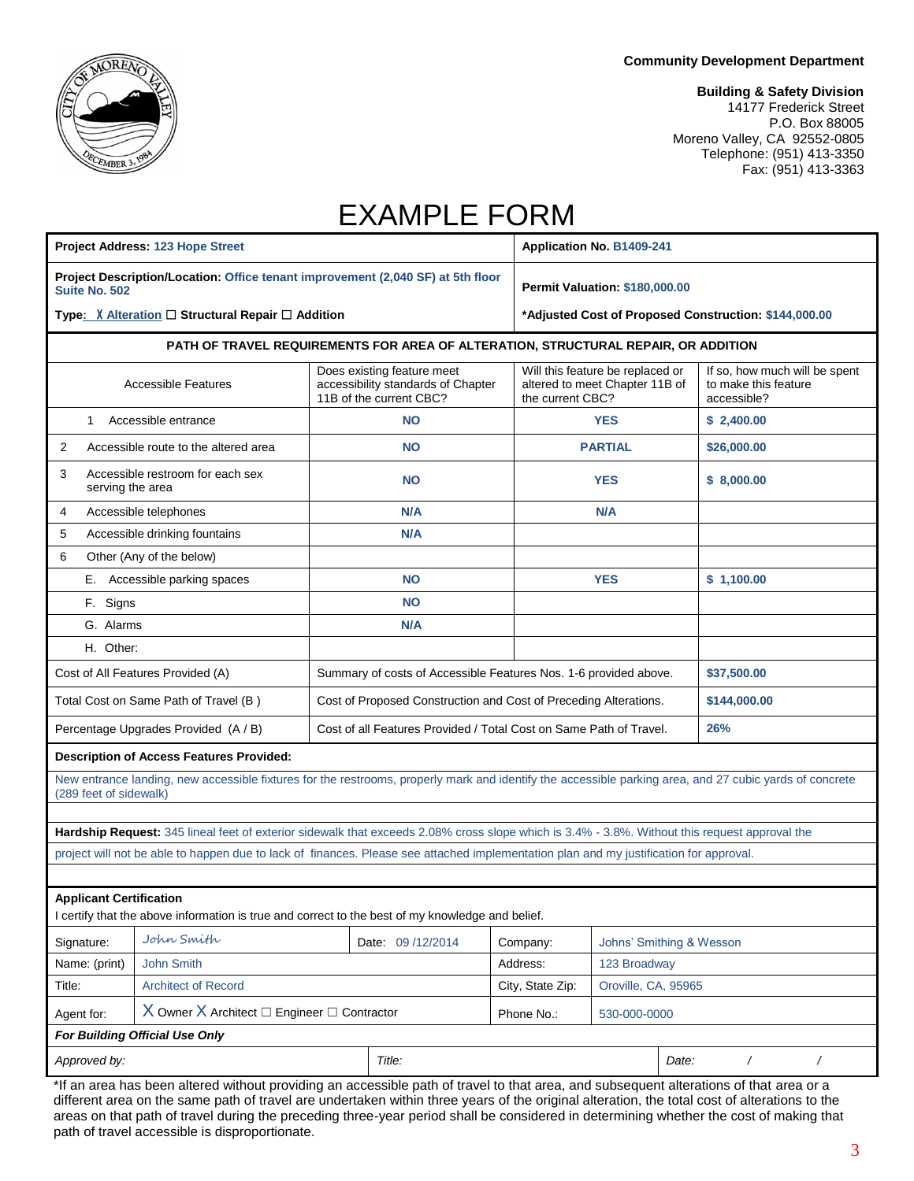**Community Development Department**

**Building & Safety Division**
14177 Frederick Street
P.O. Box 88005
Moreno Valley, CA 92552-0805
Telephone: (951) 413-3350
Fax: (951) 413-3363

# EXAMPLE FORM

| | |
|---|---|
| **Project Address:** 123 Hope Street | **Application No.** B1409-241 |
| **Project Description/Location:** Office tenant improvement (2,040 SF) at 5th floor Suite No. 502 | **Permit Valuation:** $180,000.00 |
| **Type:** X Alteration ☐ Structural Repair ☐ Addition | ***Adjusted Cost of Proposed Construction:** $144,000.00 |

**PATH OF TRAVEL REQUIREMENTS FOR AREA OF ALTERATION, STRUCTURAL REPAIR, OR ADDITION**

| Accessible Features | Does existing feature meet accessibility standards of Chapter 11B of the current CBC? | Will this feature be replaced or altered to meet Chapter 11B of the current CBC? | If so, how much will be spent to make this feature accessible? |
|---|---|---|---|
| 1 Accessible entrance | NO | YES | $ 2,400.00 |
| 2 Accessible route to the altered area | NO | PARTIAL | $26,000.00 |
| 3 Accessible restroom for each sex serving the area | NO | YES | $ 8,000.00 |
| 4 Accessible telephones | N/A | N/A | |
| 5 Accessible drinking fountains | N/A | | |
| 6 Other (Any of the below) | | | |
| E. Accessible parking spaces | NO | YES | $ 1,100.00 |
| F. Signs | NO | | |
| G. Alarms | N/A | | |
| H. Other: | | | |
| Cost of All Features Provided (A) | Summary of costs of Accessible Features Nos. 1-6 provided above. | | $37,500.00 |
| Total Cost on Same Path of Travel (B ) | Cost of Proposed Construction and Cost of Preceding Alterations. | | $144,000.00 |
| Percentage Upgrades Provided (A / B) | Cost of all Features Provided / Total Cost on Same Path of Travel. | | 26% |

**Description of Access Features Provided:**

New entrance landing, new accessible fixtures for the restrooms, properly mark and identify the accessible parking area, and 27 cubic yards of concrete (289 feet of sidewalk)

**Hardship Request:** 345 lineal feet of exterior sidewalk that exceeds 2.08% cross slope which is 3.4% - 3.8%. Without this request approval the project will not be able to happen due to lack of finances. Please see attached implementation plan and my justification for approval.

**Applicant Certification**
I certify that the above information is true and correct to the best of my knowledge and belief.

| | | | | |
|---|---|---|---|---|
| Signature: | John Smith | Date: 09 /12/2014 | Company: | Johns' Smithing & Wesson |
| Name: (print) | John Smith | | Address: | 123 Broadway |
| Title: | Architect of Record | | City, State Zip: | Oroville, CA, 95965 |
| Agent for: | X Owner X Architect ☐ Engineer ☐ Contractor | | Phone No.: | 530-000-0000 |

***For Building Official Use Only***

| | | |
|---|---|---|
| *Approved by:* | *Title:* | *Date:* / / |

*If an area has been altered without providing an accessible path of travel to that area, and subsequent alterations of that area or a different area on the same path of travel are undertaken within three years of the original alteration, the total cost of alterations to the areas on that path of travel during the preceding three-year period shall be considered in determining whether the cost of making that path of travel accessible is disproportionate.